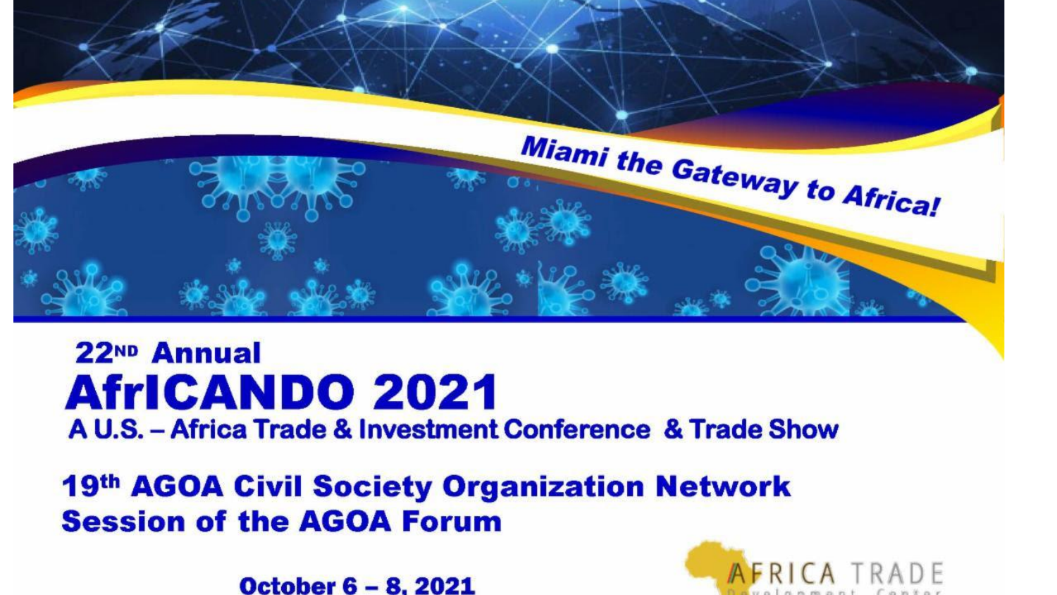*Miami the Gateway to Africa!*

## 22ND Annual

# AfrICANDO 2021

### A U.S. – Africa Trade & Investment Conference & Trade Show

## 19th AGOA Civil Society Organization Network Session of the AGOA Forum

**October 6 – 8, 2021**

AFRICA TRADE Development Center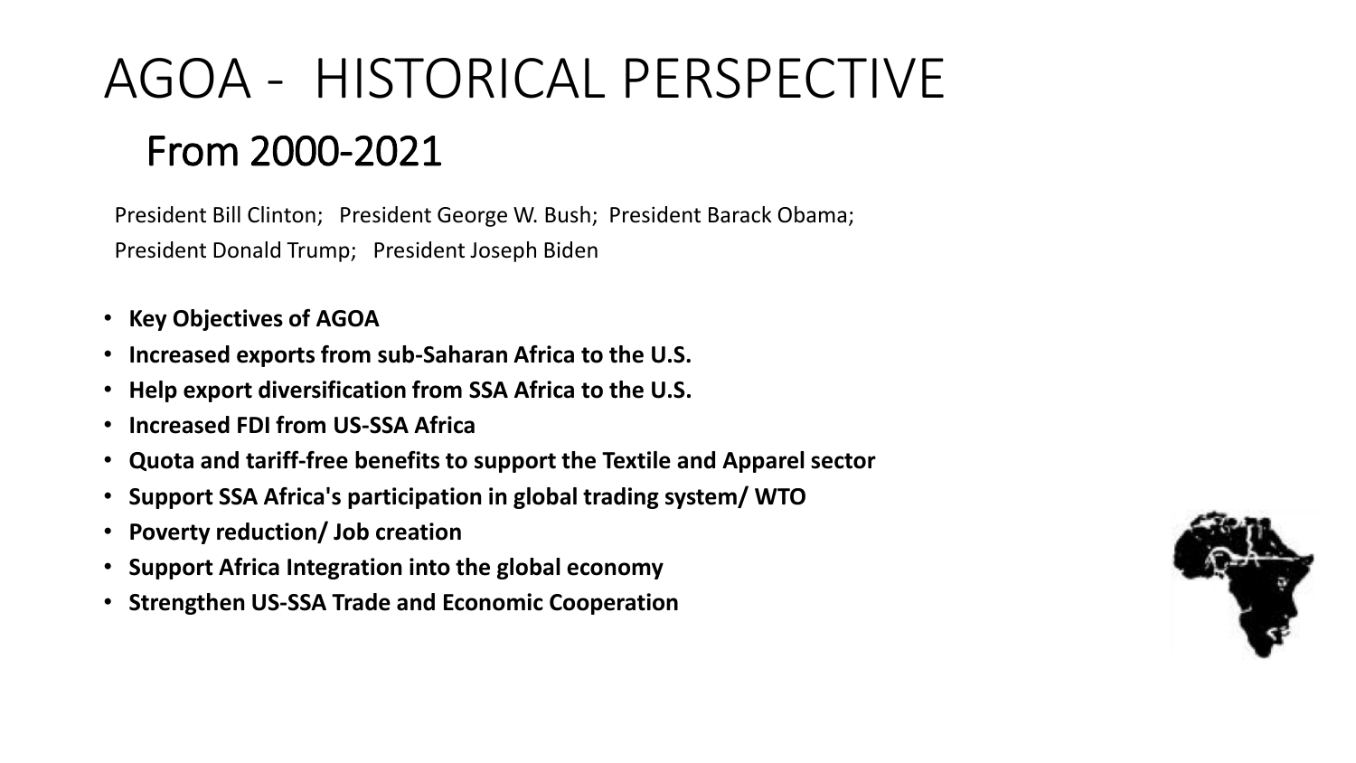# AGOA - HISTORICAL PERSPECTIVE

## From 2000-2021

President Bill Clinton; President George W. Bush; President Barack Obama;
President Donald Trump; President Joseph Biden

- **Key Objectives of AGOA**
- **Increased exports from sub-Saharan Africa to the U.S.**
- **Help export diversification from SSA Africa to the U.S.**
- **Increased FDI from US-SSA Africa**
- **Quota and tariff-free benefits to support the Textile and Apparel sector**
- **Support SSA Africa's participation in global trading system/ WTO**
- **Poverty reduction/ Job creation**
- **Support Africa Integration into the global economy**
- **Strengthen US-SSA Trade and Economic Cooperation**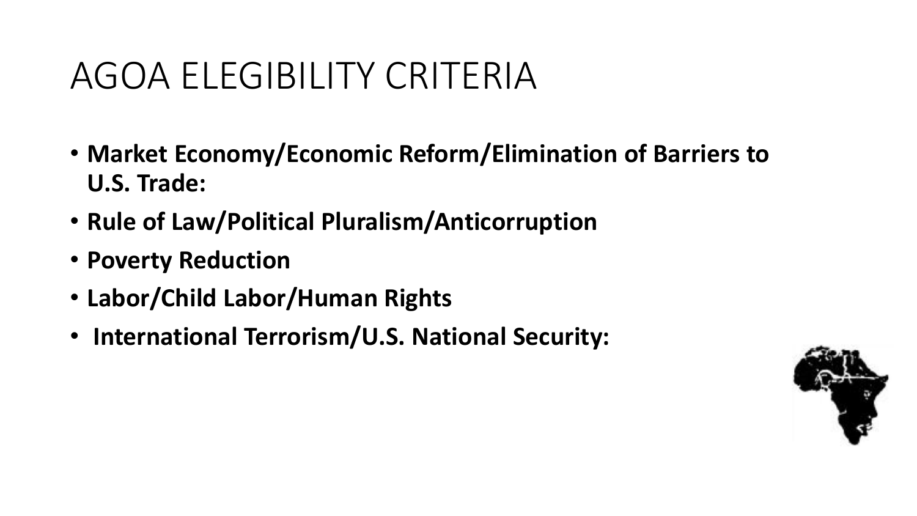# AGOA ELEGIBILITY CRITERIA

- **Market Economy/Economic Reform/Elimination of Barriers to U.S. Trade:**
- **Rule of Law/Political Pluralism/Anticorruption**
- **Poverty Reduction**
- **Labor/Child Labor/Human Rights**
- **International Terrorism/U.S. National Security:**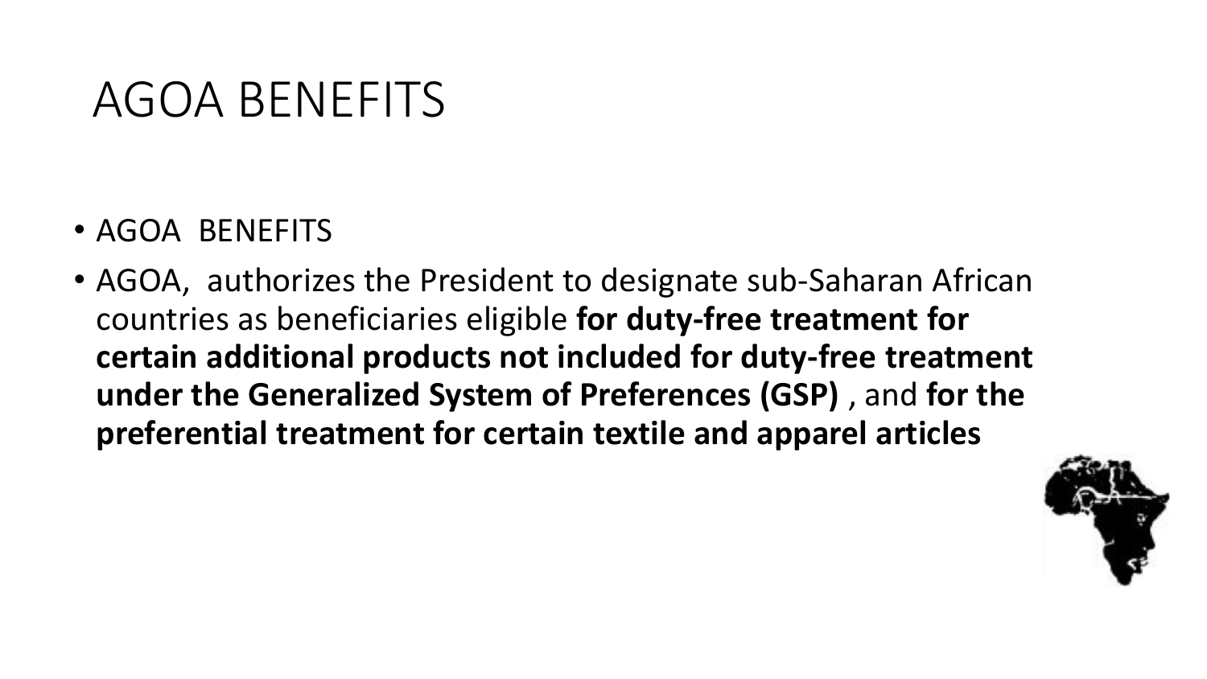# AGOA BENEFITS

- AGOA BENEFITS
- AGOA, authorizes the President to designate sub-Saharan African countries as beneficiaries eligible **for duty-free treatment for certain additional products not included for duty-free treatment under the Generalized System of Preferences (GSP)** , and **for the preferential treatment for certain textile and apparel articles**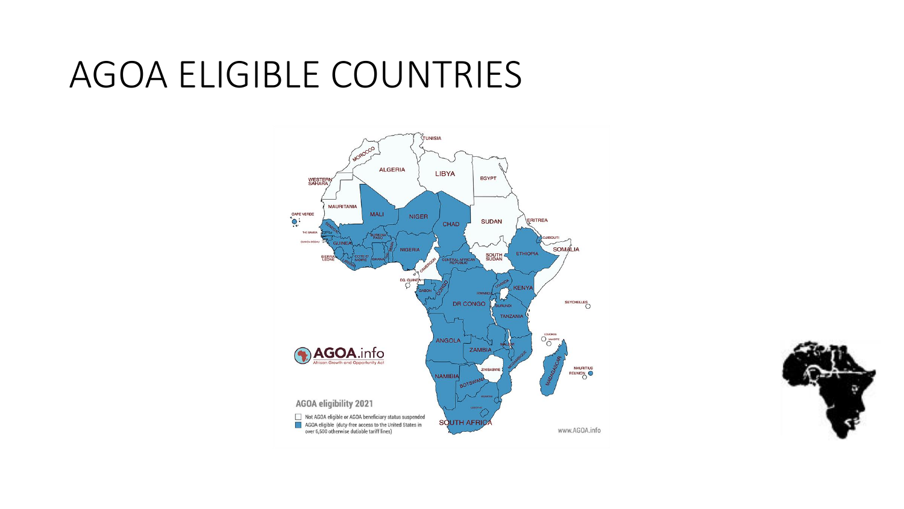# AGOA ELIGIBLE COUNTRIES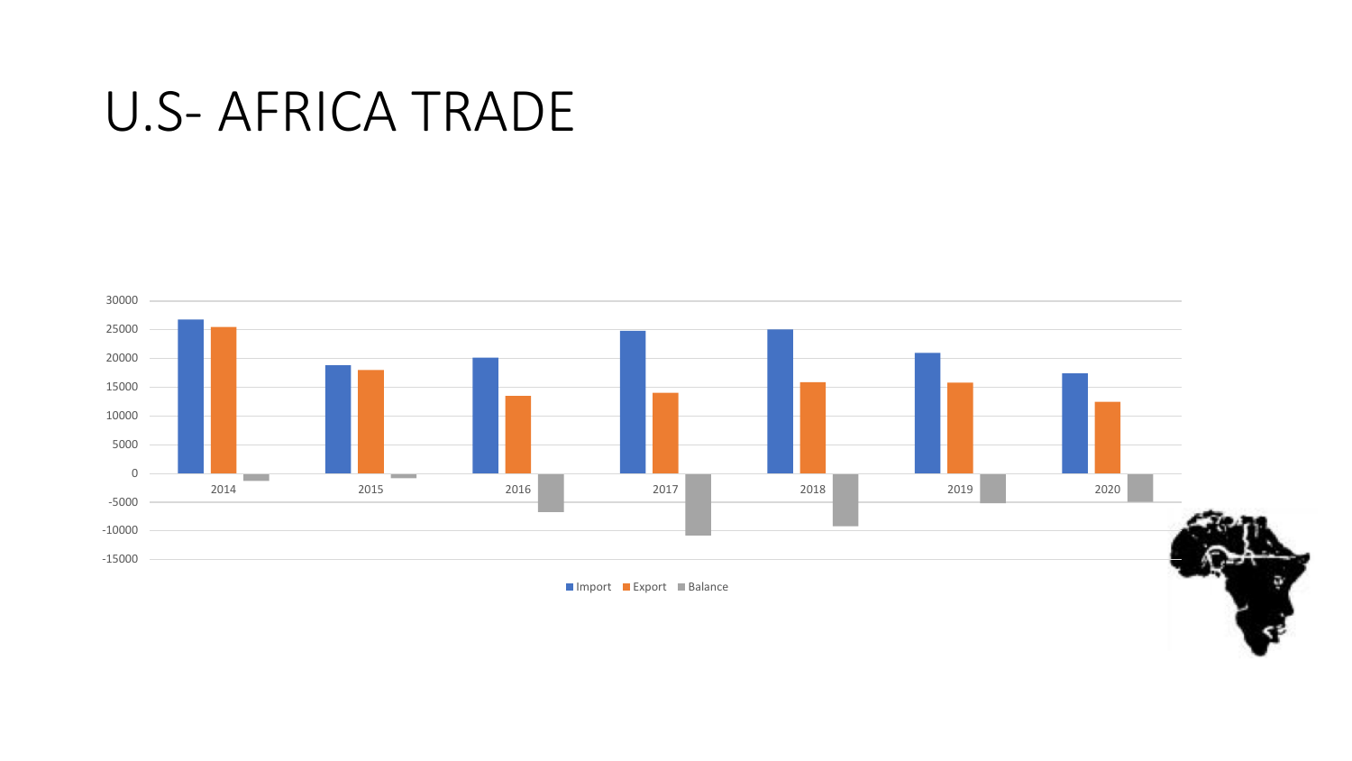# U.S- AFRICA TRADE

30000
25000
20000
15000
10000
5000
0
-5000
-10000
-15000

2014 2015 2016 2017 2018 2019 2020

Import Export Balance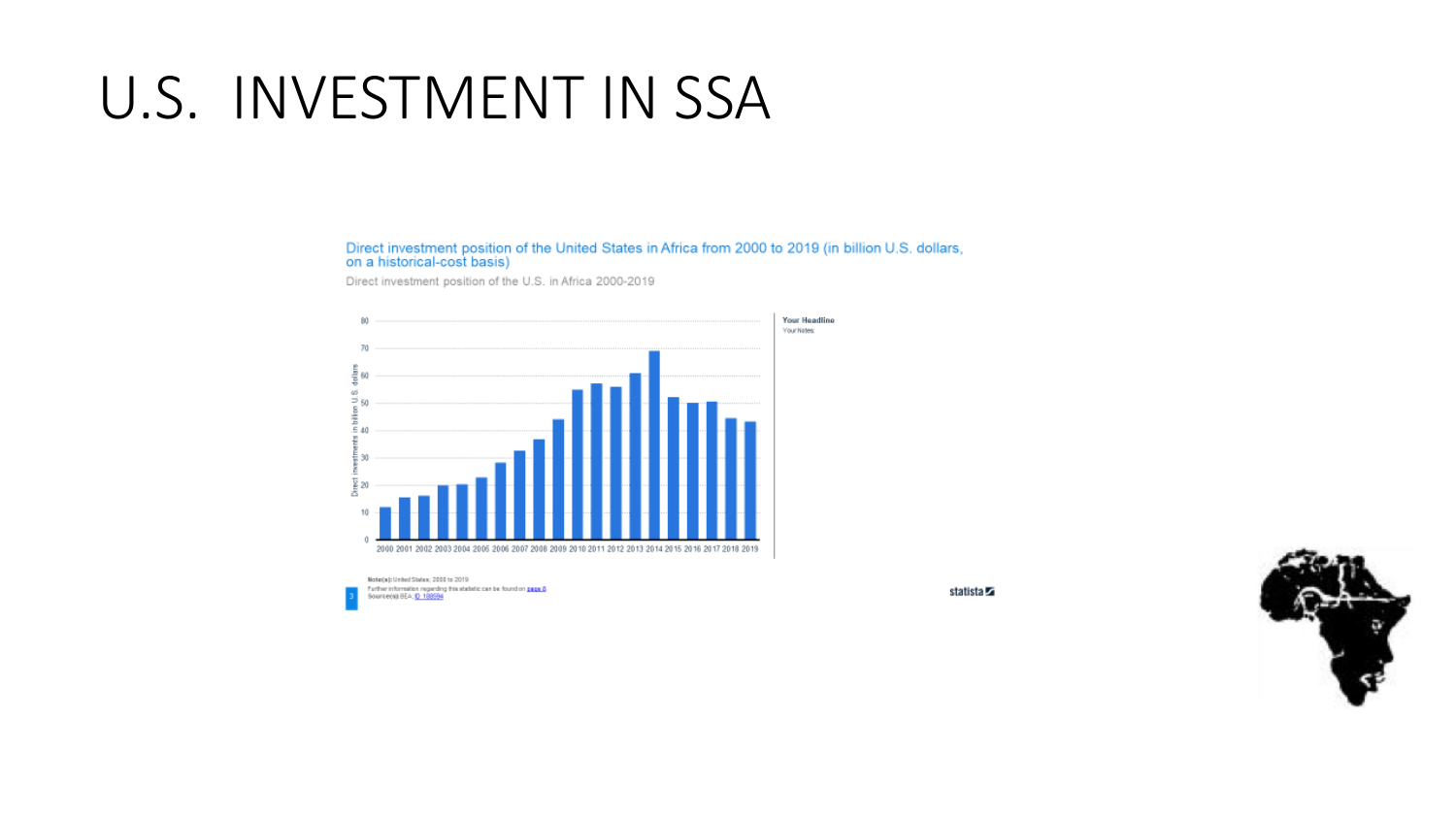# U.S. INVESTMENT IN SSA

Direct investment position of the United States in Africa from 2000 to 2019 (in billion U.S. dollars, on a historical-cost basis)

Direct investment position of the U.S. in Africa 2000-2019

Your Headline

Your Notes

Note(s): United States; 2000 to 2019

Further information regarding this statistic can be found on page 8

Source(s): BEA; ID 188594

statista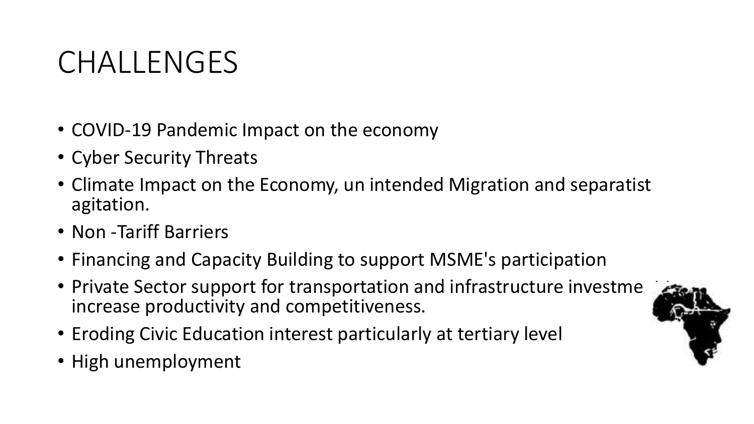# CHALLENGES

- COVID-19 Pandemic Impact on the economy
- Cyber Security Threats
- Climate Impact on the Economy, un intended Migration and separatist agitation.
- Non -Tariff Barriers
- Financing and Capacity Building to support MSME's participation
- Private Sector support for transportation and infrastructure investme increase productivity and competitiveness.
- Eroding Civic Education interest particularly at tertiary level
- High unemployment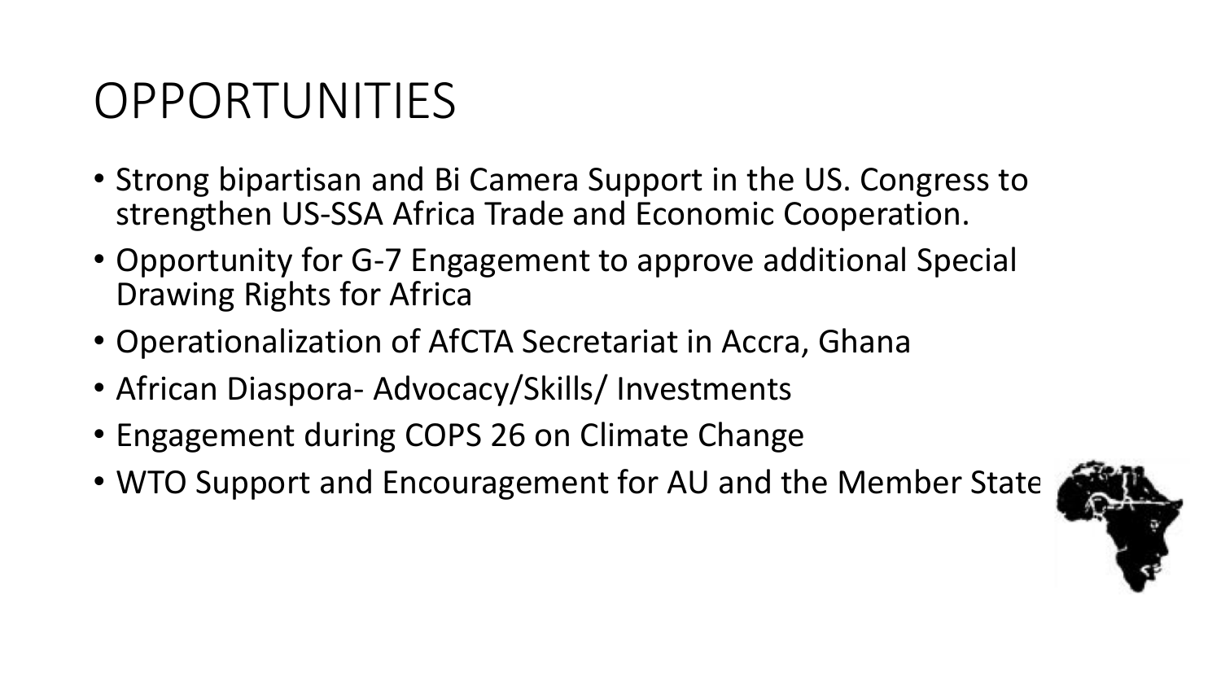# OPPORTUNITIES

- Strong bipartisan and Bi Camera Support in the US. Congress to strengthen US-SSA Africa Trade and Economic Cooperation.
- Opportunity for G-7 Engagement to approve additional Special Drawing Rights for Africa
- Operationalization of AfCTA Secretariat in Accra, Ghana
- African Diaspora- Advocacy/Skills/ Investments
- Engagement during COPS 26 on Climate Change
- WTO Support and Encouragement for AU and the Member State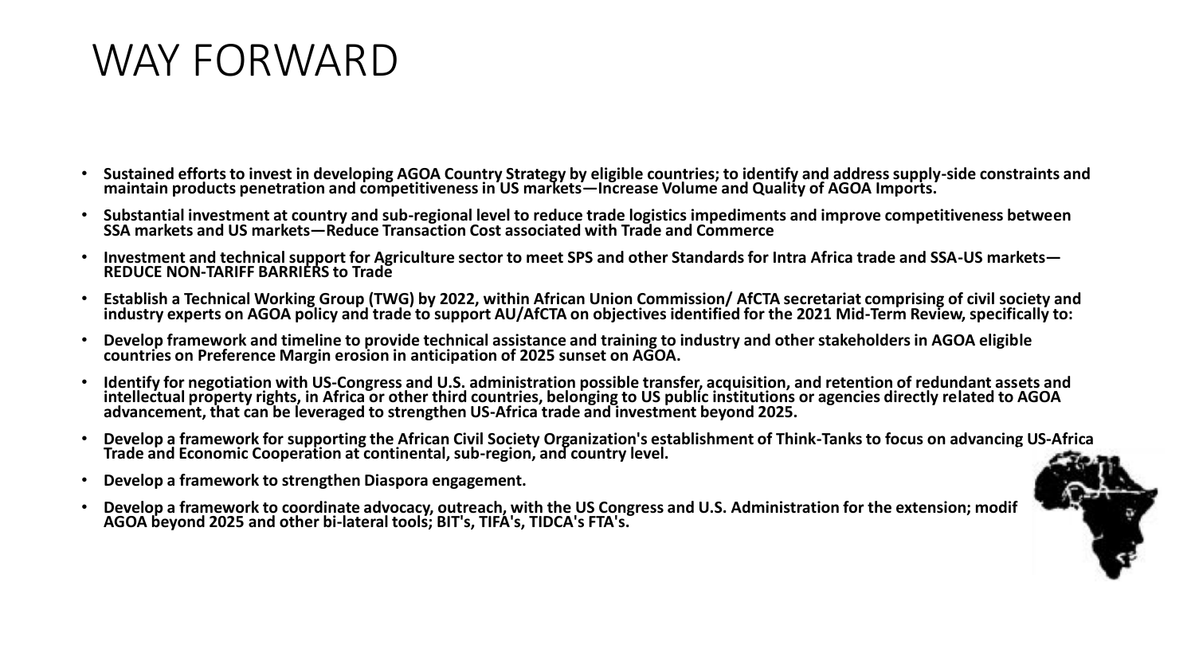# WAY FORWARD

- **Sustained efforts to invest in developing AGOA Country Strategy by eligible countries; to identify and address supply-side constraints and maintain products penetration and competitiveness in US markets—Increase Volume and Quality of AGOA Imports.**
- **Substantial investment at country and sub-regional level to reduce trade logistics impediments and improve competitiveness between SSA markets and US markets—Reduce Transaction Cost associated with Trade and Commerce**
- **Investment and technical support for Agriculture sector to meet SPS and other Standards for Intra Africa trade and SSA-US markets—REDUCE NON-TARIFF BARRIERS to Trade**
- **Establish a Technical Working Group (TWG) by 2022, within African Union Commission/ AfCTA secretariat comprising of civil society and industry experts on AGOA policy and trade to support AU/AfCTA on objectives identified for the 2021 Mid-Term Review, specifically to:**
- **Develop framework and timeline to provide technical assistance and training to industry and other stakeholders in AGOA eligible countries on Preference Margin erosion in anticipation of 2025 sunset on AGOA.**
- **Identify for negotiation with US-Congress and U.S. administration possible transfer, acquisition, and retention of redundant assets and intellectual property rights, in Africa or other third countries, belonging to US public institutions or agencies directly related to AGOA advancement, that can be leveraged to strengthen US-Africa trade and investment beyond 2025.**
- **Develop a framework for supporting the African Civil Society Organization's establishment of Think-Tanks to focus on advancing US-Africa Trade and Economic Cooperation at continental, sub-region, and country level.**
- **Develop a framework to strengthen Diaspora engagement.**
- **Develop a framework to coordinate advocacy, outreach, with the US Congress and U.S. Administration for the extension; modif AGOA beyond 2025 and other bi-lateral tools; BIT's, TIFA's, TIDCA's FTA's.**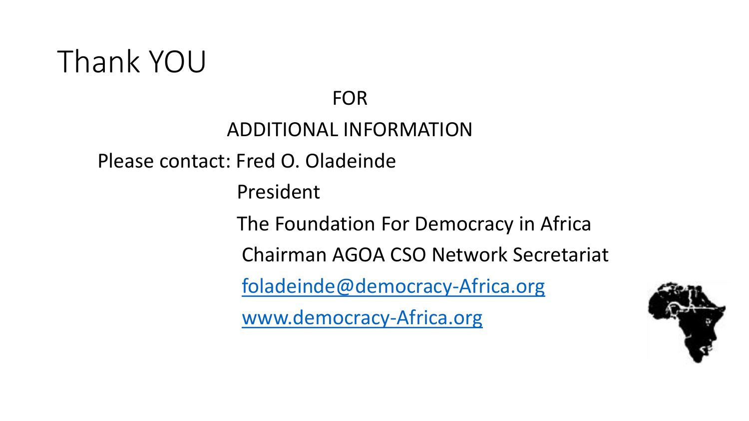# Thank YOU

FOR

ADDITIONAL INFORMATION

Please contact: Fred O. Oladeinde

President

The Foundation For Democracy in Africa

Chairman AGOA CSO Network Secretariat

foladeinde@democracy-Africa.org

www.democracy-Africa.org